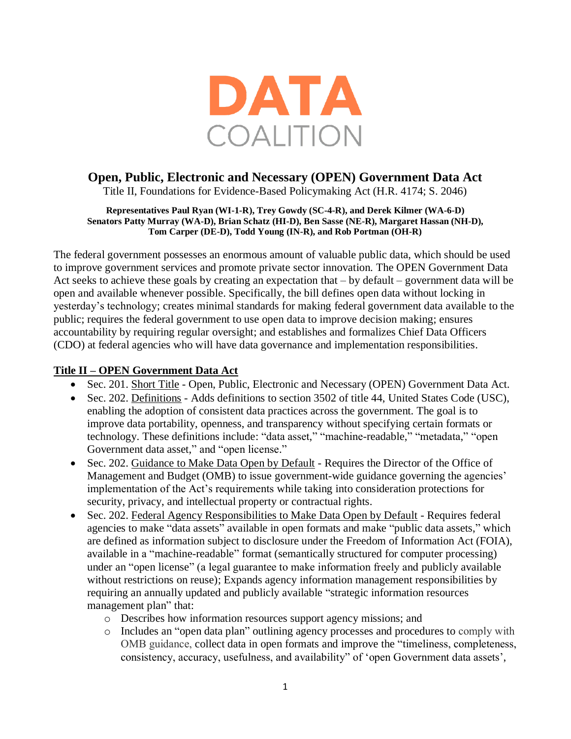# DATA COALITION

## Open, Public, Electronic and Necessary (OPEN) Government Data Act

Title II, Foundations for Evidence-Based Policymaking Act (H.R. 4174; S. 2046)

**Representatives Paul Ryan (WI-1-R), Trey Gowdy (SC-4-R), and Derek Kilmer (WA-6-D)**
**Senators Patty Murray (WA-D), Brian Schatz (HI-D), Ben Sasse (NE-R), Margaret Hassan (NH-D), Tom Carper (DE-D), Todd Young (IN-R), and Rob Portman (OH-R)**

The federal government possesses an enormous amount of valuable public data, which should be used to improve government services and promote private sector innovation. The OPEN Government Data Act seeks to achieve these goals by creating an expectation that – by default – government data will be open and available whenever possible. Specifically, the bill defines open data without locking in yesterday's technology; creates minimal standards for making federal government data available to the public; requires the federal government to use open data to improve decision making; ensures accountability by requiring regular oversight; and establishes and formalizes Chief Data Officers (CDO) at federal agencies who will have data governance and implementation responsibilities.

### Title II – OPEN Government Data Act

- Sec. 201. Short Title - Open, Public, Electronic and Necessary (OPEN) Government Data Act.
- Sec. 202. Definitions - Adds definitions to section 3502 of title 44, United States Code (USC), enabling the adoption of consistent data practices across the government. The goal is to improve data portability, openness, and transparency without specifying certain formats or technology. These definitions include: "data asset," "machine-readable," "metadata," "open Government data asset," and "open license."
- Sec. 202. Guidance to Make Data Open by Default - Requires the Director of the Office of Management and Budget (OMB) to issue government-wide guidance governing the agencies' implementation of the Act's requirements while taking into consideration protections for security, privacy, and intellectual property or contractual rights.
- Sec. 202. Federal Agency Responsibilities to Make Data Open by Default - Requires federal agencies to make "data assets" available in open formats and make "public data assets," which are defined as information subject to disclosure under the Freedom of Information Act (FOIA), available in a "machine-readable" format (semantically structured for computer processing) under an "open license" (a legal guarantee to make information freely and publicly available without restrictions on reuse); Expands agency information management responsibilities by requiring an annually updated and publicly available "strategic information resources management plan" that:
  - Describes how information resources support agency missions; and
  - Includes an "open data plan" outlining agency processes and procedures to comply with OMB guidance, collect data in open formats and improve the "timeliness, completeness, consistency, accuracy, usefulness, and availability" of 'open Government data assets',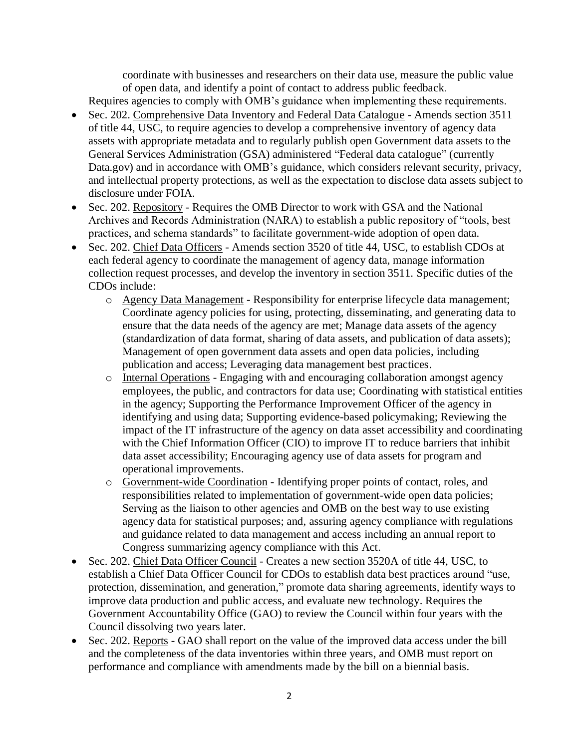coordinate with businesses and researchers on their data use, measure the public value of open data, and identify a point of contact to address public feedback.

Requires agencies to comply with OMB's guidance when implementing these requirements.

- Sec. 202. <u>Comprehensive Data Inventory and Federal Data Catalogue</u> - Amends section 3511 of title 44, USC, to require agencies to develop a comprehensive inventory of agency data assets with appropriate metadata and to regularly publish open Government data assets to the General Services Administration (GSA) administered "Federal data catalogue" (currently Data.gov) and in accordance with OMB's guidance, which considers relevant security, privacy, and intellectual property protections, as well as the expectation to disclose data assets subject to disclosure under FOIA.
- Sec. 202. <u>Repository</u> - Requires the OMB Director to work with GSA and the National Archives and Records Administration (NARA) to establish a public repository of "tools, best practices, and schema standards" to facilitate government-wide adoption of open data.
- Sec. 202. <u>Chief Data Officers</u> - Amends section 3520 of title 44, USC, to establish CDOs at each federal agency to coordinate the management of agency data, manage information collection request processes, and develop the inventory in section 3511. Specific duties of the CDOs include:
  - <u>Agency Data Management</u> - Responsibility for enterprise lifecycle data management; Coordinate agency policies for using, protecting, disseminating, and generating data to ensure that the data needs of the agency are met; Manage data assets of the agency (standardization of data format, sharing of data assets, and publication of data assets); Management of open government data assets and open data policies, including publication and access; Leveraging data management best practices.
  - <u>Internal Operations</u> - Engaging with and encouraging collaboration amongst agency employees, the public, and contractors for data use; Coordinating with statistical entities in the agency; Supporting the Performance Improvement Officer of the agency in identifying and using data; Supporting evidence-based policymaking; Reviewing the impact of the IT infrastructure of the agency on data asset accessibility and coordinating with the Chief Information Officer (CIO) to improve IT to reduce barriers that inhibit data asset accessibility; Encouraging agency use of data assets for program and operational improvements.
  - <u>Government-wide Coordination</u> - Identifying proper points of contact, roles, and responsibilities related to implementation of government-wide open data policies; Serving as the liaison to other agencies and OMB on the best way to use existing agency data for statistical purposes; and, assuring agency compliance with regulations and guidance related to data management and access including an annual report to Congress summarizing agency compliance with this Act.
- Sec. 202. <u>Chief Data Officer Council</u> - Creates a new section 3520A of title 44, USC, to establish a Chief Data Officer Council for CDOs to establish data best practices around "use, protection, dissemination, and generation," promote data sharing agreements, identify ways to improve data production and public access, and evaluate new technology. Requires the Government Accountability Office (GAO) to review the Council within four years with the Council dissolving two years later.
- Sec. 202. <u>Reports</u> - GAO shall report on the value of the improved data access under the bill and the completeness of the data inventories within three years, and OMB must report on performance and compliance with amendments made by the bill on a biennial basis.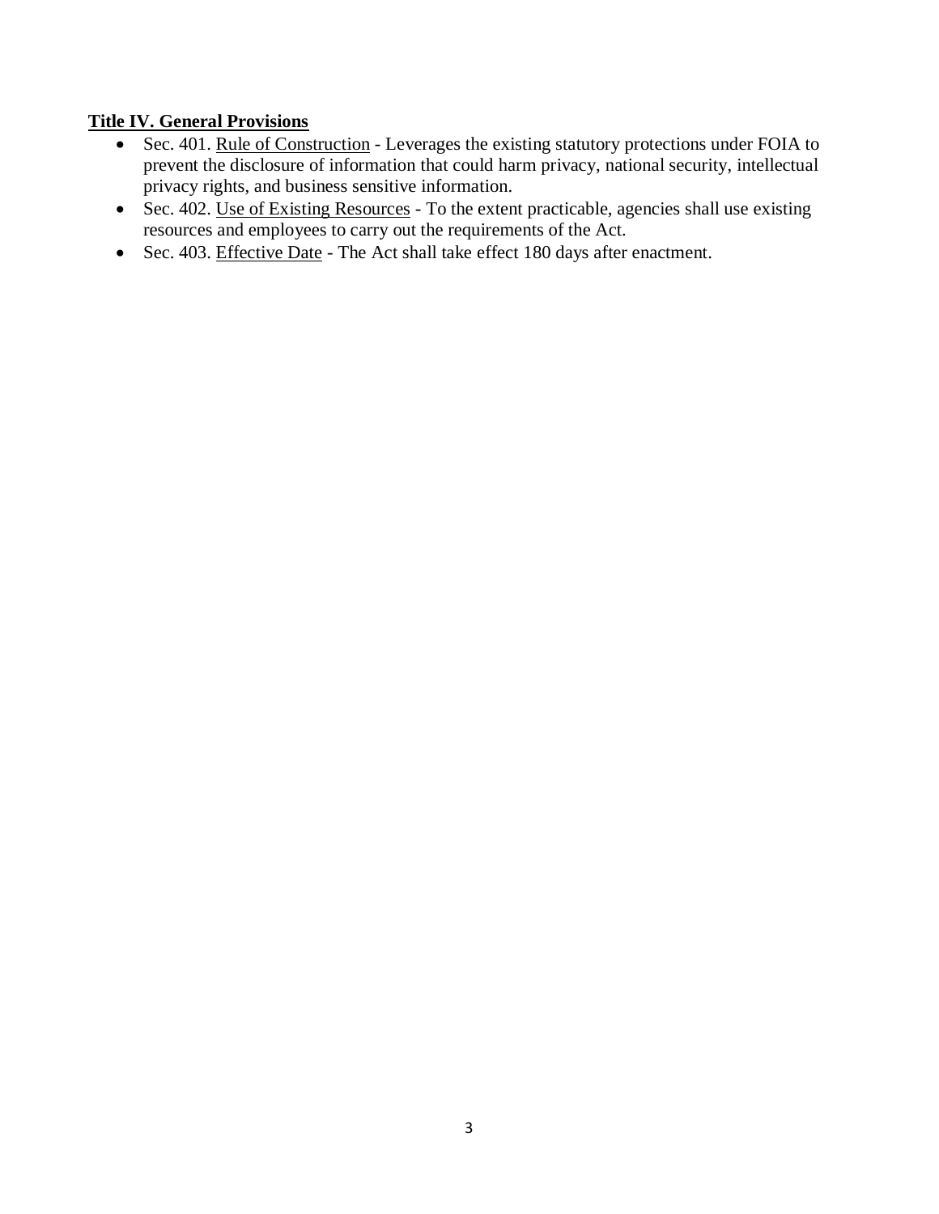**Title IV. General Provisions**

- Sec. 401. Rule of Construction - Leverages the existing statutory protections under FOIA to prevent the disclosure of information that could harm privacy, national security, intellectual privacy rights, and business sensitive information.
- Sec. 402. Use of Existing Resources - To the extent practicable, agencies shall use existing resources and employees to carry out the requirements of the Act.
- Sec. 403. Effective Date - The Act shall take effect 180 days after enactment.